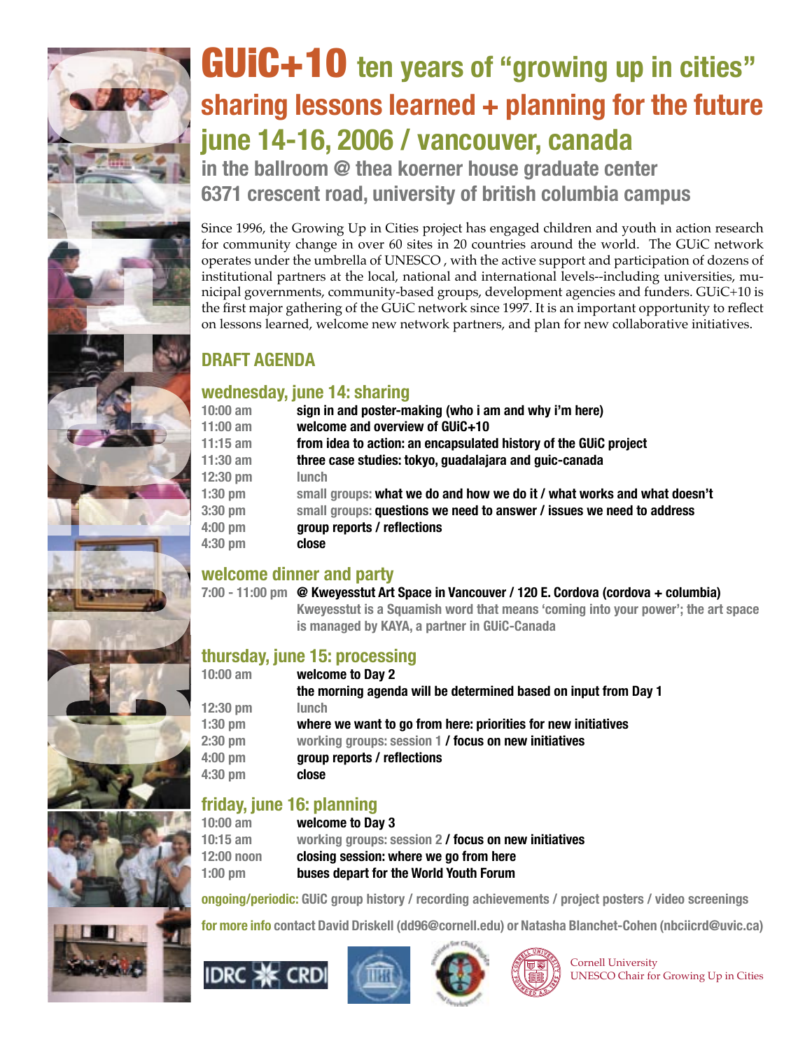# GUiC+10 ten years of "growing up in cities"

## sharing lessons learned + planning for the future

## june 14-16, 2006 / vancouver, canada

### in the ballroom @ thea koerner house graduate center
### 6371 crescent road, university of british columbia campus

Since 1996, the Growing Up in Cities project has engaged children and youth in action research for community change in over 60 sites in 20 countries around the world. The GUiC network operates under the umbrella of UNESCO , with the active support and participation of dozens of institutional partners at the local, national and international levels--including universities, municipal governments, community-based groups, development agencies and funders. GUiC+10 is the first major gathering of the GUiC network since 1997. It is an important opportunity to reflect on lessons learned, welcome new network partners, and plan for new collaborative initiatives.

## DRAFT AGENDA

### wednesday, june 14: sharing

| | |
|---|---|
| 10:00 am | **sign in and poster-making (who i am and why i'm here)** |
| 11:00 am | **welcome and overview of GUiC+10** |
| 11:15 am | **from idea to action: an encapsulated history of the GUiC project** |
| 11:30 am | **three case studies: tokyo, guadalajara and guic-canada** |
| 12:30 pm | lunch |
| 1:30 pm | small groups: **what we do and how we do it / what works and what doesn't** |
| 3:30 pm | small groups: **questions we need to answer / issues we need to address** |
| 4:00 pm | **group reports / reflections** |
| 4:30 pm | **close** |

### welcome dinner and party

**7:00 - 11:00 pm @ Kweyesstut Art Space in Vancouver / 120 E. Cordova (cordova + columbia)**
Kweyesstut is a Squamish word that means 'coming into your power'; the art space is managed by KAYA, a partner in GUiC-Canada

### thursday, june 15: processing

| | |
|---|---|
| 10:00 am | **welcome to Day 2** |
| | **the morning agenda will be determined based on input from Day 1** |
| 12:30 pm | lunch |
| 1:30 pm | **where we want to go from here: priorities for new initiatives** |
| 2:30 pm | working groups: session 1 **/ focus on new initiatives** |
| 4:00 pm | **group reports / reflections** |
| 4:30 pm | **close** |

### friday, june 16: planning

| | |
|---|---|
| 10:00 am | **welcome to Day 3** |
| 10:15 am | working groups: session 2 **/ focus on new initiatives** |
| 12:00 noon | **closing session: where we go from here** |
| 1:00 pm | **buses depart for the World Youth Forum** |

**ongoing/periodic:** GUiC group history / recording achievements / project posters / video screenings

**for more info** contact David Driskell (dd96@cornell.edu) or Natasha Blanchet-Cohen (nbciicrd@uvic.ca)

IDRC CRDI

Cornell University
UNESCO Chair for Growing Up in Cities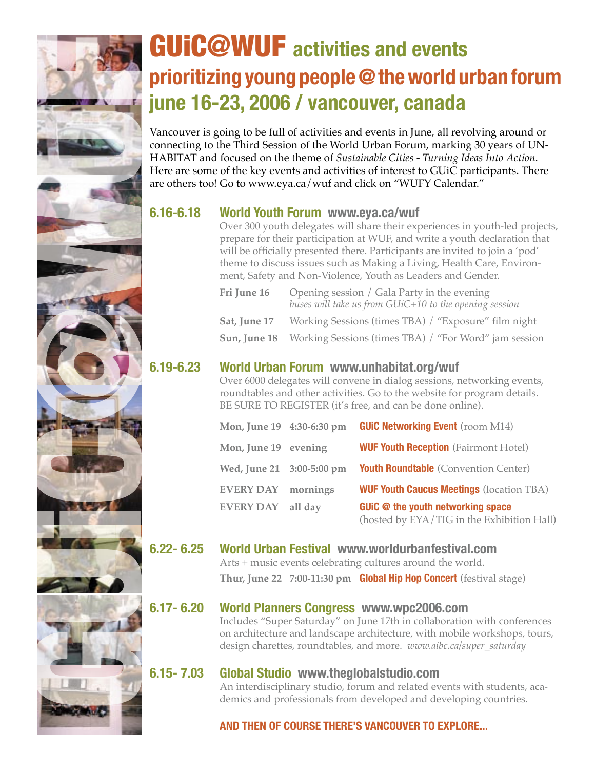# GUiC@WUF activities and events

## prioritizing young people @ the world urban forum
## june 16-23, 2006 / vancouver, canada

Vancouver is going to be full of activities and events in June, all revolving around or connecting to the Third Session of the World Urban Forum, marking 30 years of UN-HABITAT and focused on the theme of *Sustainable Cities - Turning Ideas Into Action*. Here are some of the key events and activities of interest to GUiC participants. There are others too! Go to www.eya.ca/wuf and click on "WUFY Calendar."

### 6.16-6.18 World Youth Forum www.eya.ca/wuf

Over 300 youth delegates will share their experiences in youth-led projects, prepare for their participation at WUF, and write a youth declaration that will be officially presented there. Participants are invited to join a 'pod' theme to discuss issues such as Making a Living, Health Care, Environment, Safety and Non-Violence, Youth as Leaders and Gender.

| | |
|---|---|
| Fri June 16 | Opening session / Gala Party in the evening *buses will take us from GUiC+10 to the opening session* |
| Sat, June 17 | Working Sessions (times TBA) / "Exposure" film night |
| Sun, June 18 | Working Sessions (times TBA) / "For Word" jam session |

### 6.19-6.23 World Urban Forum www.unhabitat.org/wuf

Over 6000 delegates will convene in dialog sessions, networking events, roundtables and other activities. Go to the website for program details. BE SURE TO REGISTER (it's free, and can be done online).

| | | |
|---|---|---|
| Mon, June 19 | 4:30-6:30 pm | **GUiC Networking Event** (room M14) |
| Mon, June 19 | evening | **WUF Youth Reception** (Fairmont Hotel) |
| Wed, June 21 | 3:00-5:00 pm | **Youth Roundtable** (Convention Center) |
| EVERY DAY | mornings | **WUF Youth Caucus Meetings** (location TBA) |
| EVERY DAY | all day | **GUiC @ the youth networking space** (hosted by EYA/TIG in the Exhibition Hall) |

### 6.22- 6.25 World Urban Festival www.worldurbanfestival.com

Arts + music events celebrating cultures around the world.

| | | |
|---|---|---|
| Thur, June 22 | 7:00-11:30 pm | **Global Hip Hop Concert** (festival stage) |

### 6.17- 6.20 World Planners Congress www.wpc2006.com

Includes "Super Saturday" on June 17th in collaboration with conferences on architecture and landscape architecture, with mobile workshops, tours, design charettes, roundtables, and more. *www.aibc.ca/super_saturday*

### 6.15- 7.03 Global Studio www.theglobalstudio.com

An interdisciplinary studio, forum and related events with students, academics and professionals from developed and developing countries.

**AND THEN OF COURSE THERE'S VANCOUVER TO EXPLORE...**